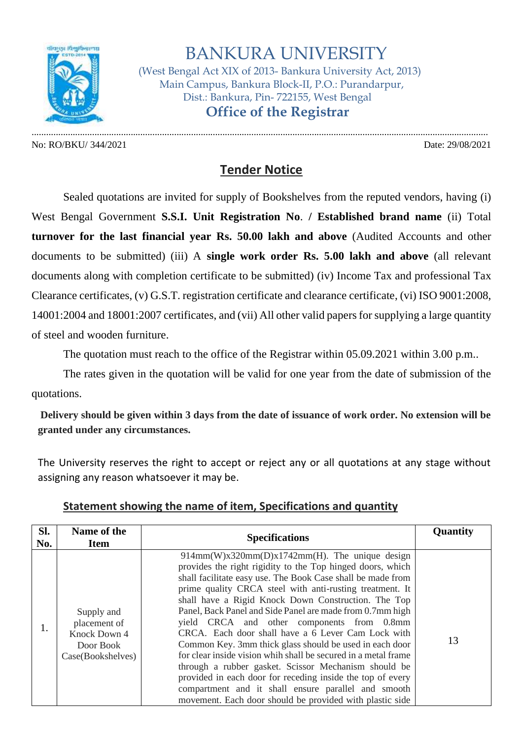# BANKURA UNIVERSITY

(West Bengal Act XIX of 2013- Bankura University Act, 2013)
Main Campus, Bankura Block-II, P.O.: Purandarpur,
Dist.: Bankura, Pin- 722155, West Bengal

## Office of the Registrar

No: RO/BKU/ 344/2021 Date: 29/08/2021

## Tender Notice

Sealed quotations are invited for supply of Bookshelves from the reputed vendors, having (i) West Bengal Government **S.S.I. Unit Registration No**. **/ Established brand name** (ii) Total **turnover for the last financial year Rs. 50.00 lakh and above** (Audited Accounts and other documents to be submitted) (iii) A **single work order Rs. 5.00 lakh and above** (all relevant documents along with completion certificate to be submitted) (iv) Income Tax and professional Tax Clearance certificates, (v) G.S.T. registration certificate and clearance certificate, (vi) ISO 9001:2008, 14001:2004 and 18001:2007 certificates, and (vii) All other valid papers for supplying a large quantity of steel and wooden furniture.

The quotation must reach to the office of the Registrar within 05.09.2021 within 3.00 p.m..

The rates given in the quotation will be valid for one year from the date of submission of the quotations.

**Delivery should be given within 3 days from the date of issuance of work order. No extension will be granted under any circumstances.**

The University reserves the right to accept or reject any or all quotations at any stage without assigning any reason whatsoever it may be.

### Statement showing the name of item, Specifications and quantity

| Sl. No. | Name of the Item | Specifications | Quantity |
|---|---|---|---|
| 1. | Supply and placement of Knock Down 4 Door Book Case(Bookshelves) | 914mm(W)x320mm(D)x1742mm(H). The unique design provides the right rigidity to the Top hinged doors, which shall facilitate easy use. The Book Case shall be made from prime quality CRCA steel with anti-rusting treatment. It shall have a Rigid Knock Down Construction. The Top Panel, Back Panel and Side Panel are made from 0.7mm high yield CRCA and other components from 0.8mm CRCA. Each door shall have a 6 Lever Cam Lock with Common Key. 3mm thick glass should be used in each door for clear inside vision whih shall be secured in a metal frame through a rubber gasket. Scissor Mechanism should be provided in each door for receding inside the top of every compartment and it shall ensure parallel and smooth movement. Each door should be provided with plastic side | 13 |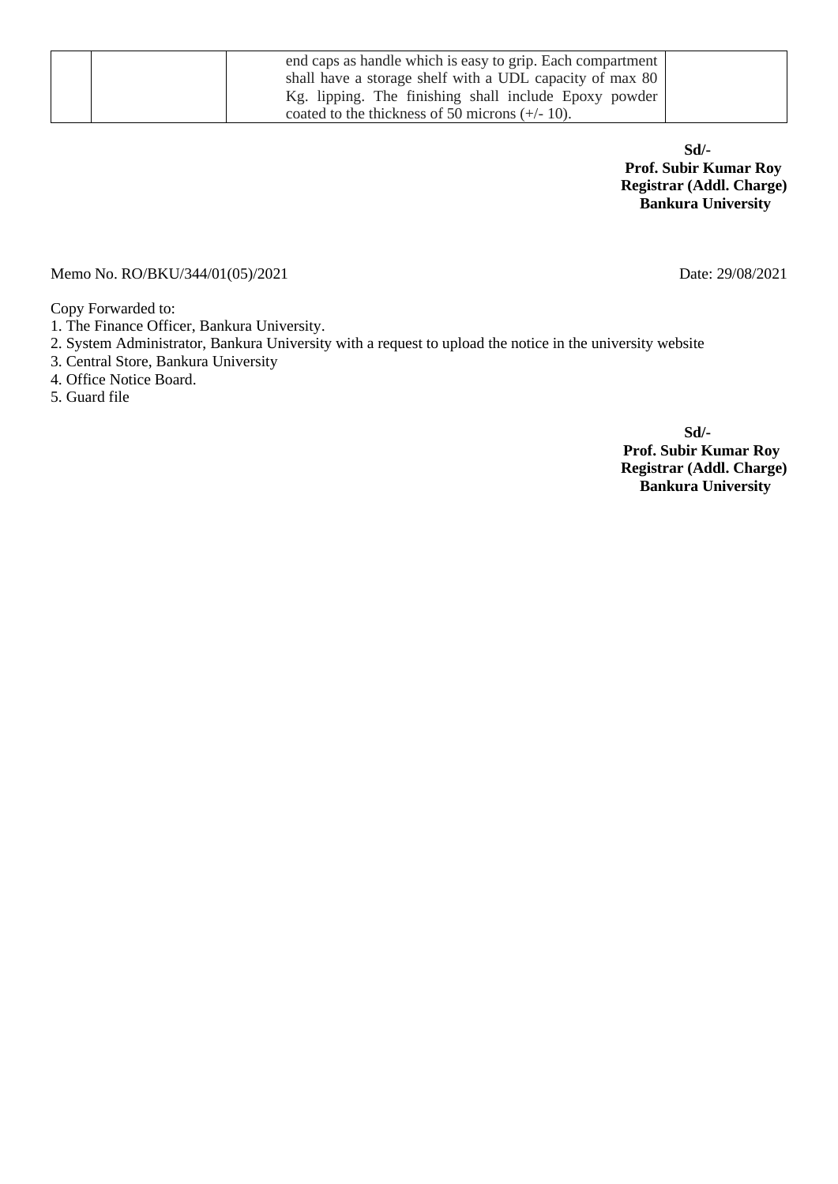| | | | |
|---|---|---|---|
| | | end caps as handle which is easy to grip. Each compartment shall have a storage shelf with a UDL capacity of max 80 Kg. lipping. The finishing shall include Epoxy powder coated to the thickness of 50 microns (+/- 10). | |

**Sd/-**
**Prof. Subir Kumar Roy**
**Registrar (Addl. Charge)**
**Bankura University**

Memo No. RO/BKU/344/01(05)/2021 Date: 29/08/2021

Copy Forwarded to:

1. The Finance Officer, Bankura University.
2. System Administrator, Bankura University with a request to upload the notice in the university website
3. Central Store, Bankura University
4. Office Notice Board.
5. Guard file

**Sd/-**
**Prof. Subir Kumar Roy**
**Registrar (Addl. Charge)**
**Bankura University**